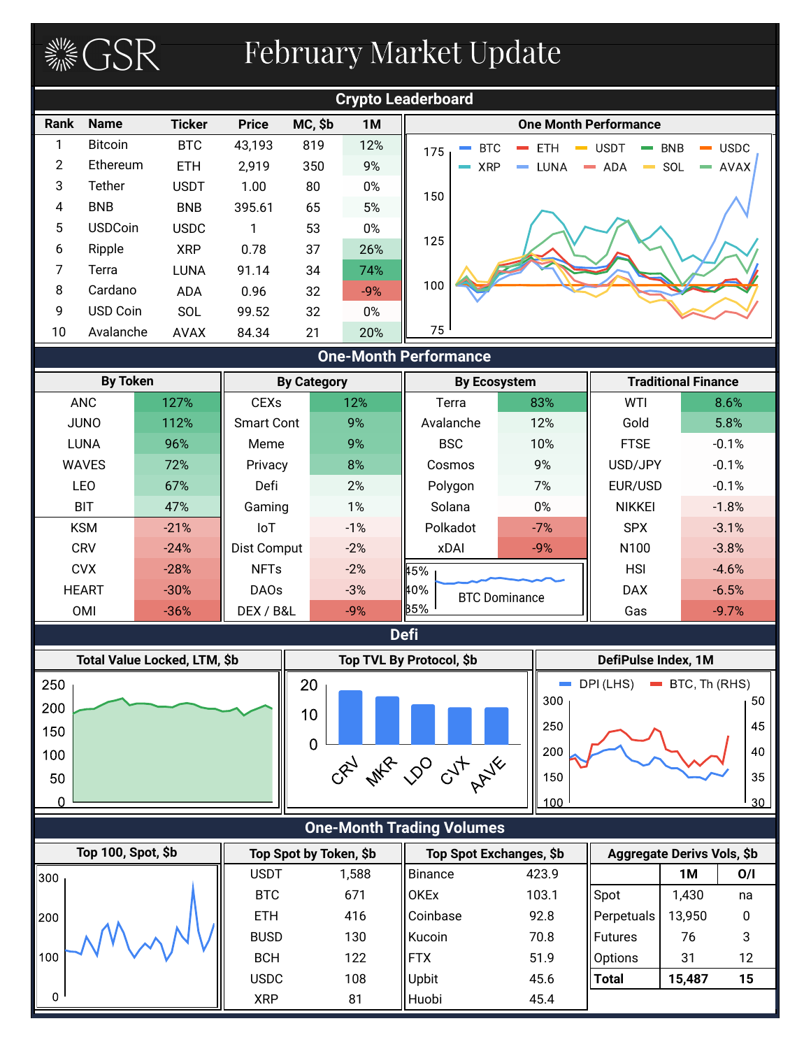# GSR February Market Update

## Crypto Leaderboard

| Rank | Name | Ticker | Price | MC, $b | 1M |
|---|---|---|---|---|---|
| 1 | Bitcoin | BTC | 43,193 | 819 | 12% |
| 2 | Ethereum | ETH | 2,919 | 350 | 9% |
| 3 | Tether | USDT | 1.00 | 80 | 0% |
| 4 | BNB | BNB | 395.61 | 65 | 5% |
| 5 | USDCoin | USDC | 1 | 53 | 0% |
| 6 | Ripple | XRP | 0.78 | 37 | 26% |
| 7 | Terra | LUNA | 91.14 | 34 | 74% |
| 8 | Cardano | ADA | 0.96 | 32 | -9% |
| 9 | USD Coin | SOL | 99.52 | 32 | 0% |
| 10 | Avalanche | AVAX | 84.34 | 21 | 20% |

**One Month Performance** (chart: BTC, ETH, USDT, BNB, USDC, XRP, LUNA, ADA, SOL, AVAX; axis 75–175)

## One-Month Performance

**By Token**

| Token | 1M |
|---|---|
| ANC | 127% |
| JUNO | 112% |
| LUNA | 96% |
| WAVES | 72% |
| LEO | 67% |
| BIT | 47% |
| KSM | -21% |
| CRV | -24% |
| CVX | -28% |
| HEART | -30% |
| OMI | -36% |

**By Category**

| Category | 1M |
|---|---|
| CEXs | 12% |
| Smart Cont | 9% |
| Meme | 9% |
| Privacy | 8% |
| Defi | 2% |
| Gaming | 1% |
| IoT | -1% |
| Dist Comput | -2% |
| NFTs | -2% |
| DAOs | -3% |
| DEX / B&L | -9% |

**By Ecosystem**

| Ecosystem | 1M |
|---|---|
| Terra | 83% |
| Avalanche | 12% |
| BSC | 10% |
| Cosmos | 9% |
| Polygon | 7% |
| Solana | 0% |
| Polkadot | -7% |
| xDAI | -9% |

BTC Dominance (chart: 35%–45%)

**Traditional Finance**

| Asset | 1M |
|---|---|
| WTI | 8.6% |
| Gold | 5.8% |
| FTSE | -0.1% |
| USD/JPY | -0.1% |
| EUR/USD | -0.1% |
| NIKKEI | -1.8% |
| SPX | -3.1% |
| N100 | -3.8% |
| HSI | -4.6% |
| DAX | -6.5% |
| Gas | -9.7% |

## Defi

**Total Value Locked, LTM, $b** (chart: 0–250)

**Top TVL By Protocol, $b** (chart: CRV, MKR, LDO, CVX, AAVE; axis 0–20)

**DefiPulse Index, 1M** (chart: DPI (LHS) 100–300; BTC, Th (RHS) 30–50)

## One-Month Trading Volumes

**Top 100, Spot, $b** (chart: 0–300)

**Top Spot by Token, $b**

| Token | $b |
|---|---|
| USDT | 1,588 |
| BTC | 671 |
| ETH | 416 |
| BUSD | 130 |
| BCH | 122 |
| USDC | 108 |
| XRP | 81 |

**Top Spot Exchanges, $b**

| Exchange | $b |
|---|---|
| Binance | 423.9 |
| OKEx | 103.1 |
| Coinbase | 92.8 |
| Kucoin | 70.8 |
| FTX | 51.9 |
| Upbit | 45.6 |
| Huobi | 45.4 |

**Aggregate Derivs Vols, $b**

| | 1M | O/I |
|---|---|---|
| Spot | 1,430 | na |
| Perpetuals | 13,950 | 0 |
| Futures | 76 | 3 |
| Options | 31 | 12 |
| **Total** | **15,487** | **15** |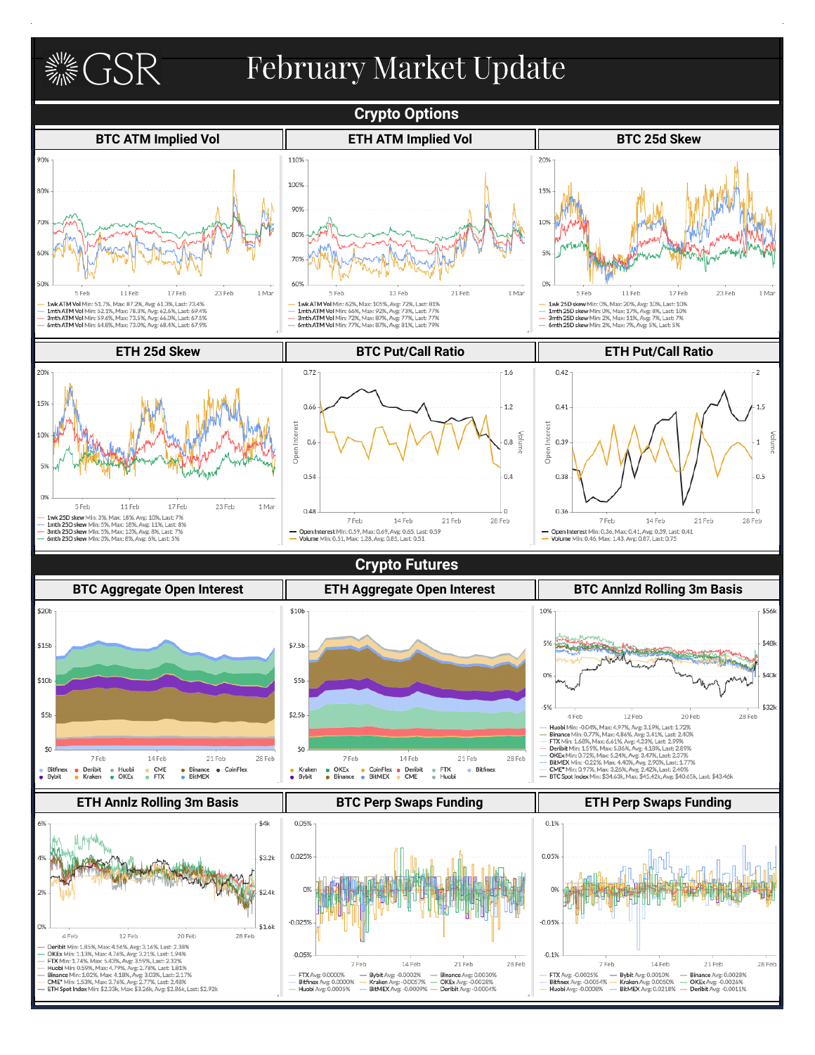# GSR February Market Update

## Crypto Options

### BTC ATM Implied Vol

- 1wk ATM Vol Min: 51.7%, Max: 87.2%, Avg: 61.3%, Last: 73.4%
- 1mth ATM Vol Min: 52.1%, Max: 78.3%, Avg: 62.6%, Last: 69.4%
- 3mth ATM Vol Min: 59.6%, Max: 73.5%, Avg: 66.0%, Last: 67.5%
- 6mth ATM Vol Min: 64.8%, Max: 73.0%, Avg: 68.4%, Last: 67.9%

### ETH ATM Implied Vol

- 1wk ATM Vol Min: 62%, Max: 105%, Avg: 72%, Last: 81%
- 1mth ATM Vol Min: 66%, Max: 92%, Avg: 73%, Last: 77%
- 3mth ATM Vol Min: 72%, Max: 87%, Avg: 77%, Last: 77%
- 6mth ATM Vol Min: 77%, Max: 87%, Avg: 81%, Last: 79%

### BTC 25d Skew

- 1wk 25D skew Min: 0%, Max: 20%, Avg: 10%, Last: 10%
- 1mth 25D skew Min: 0%, Max: 17%, Avg: 8%, Last: 10%
- 3mth 25D skew Min: 2%, Max: 11%, Avg: 7%, Last: 7%
- 6mth 25D skew Min: 2%, Max: 7%, Avg: 5%, Last: 5%

### ETH 25d Skew

- 1wk 25D skew Min: 3%, Max: 18%, Avg: 10%, Last: 7%
- 1mth 25D skew Min: 5%, Max: 18%, Avg: 11%, Last: 8%
- 3mth 25D skew Min: 5%, Max: 13%, Avg: 8%, Last: 7%
- 6mth 25D skew Min: 3%, Max: 8%, Avg: 6%, Last: 5%

### BTC Put/Call Ratio

- Open Interest Min: 0.59, Max: 0.69, Avg: 0.65, Last: 0.59
- Volume Min: 0.51, Max: 1.28, Avg: 0.85, Last: 0.51

### ETH Put/Call Ratio

- Open Interest Min: 0.36, Max: 0.41, Avg: 0.39, Last: 0.41
- Volume Min: 0.46, Max: 1.43, Avg: 0.87, Last: 0.75

## Crypto Futures

### BTC Aggregate Open Interest

Bitfinex, Bybit, Deribit, Kraken, Huobi, OKEx, CME, FTX, Binance, BitMEX, CoinFlex

### ETH Aggregate Open Interest

Kraken, Bybit, OKEx, Binance, CoinFlex, BitMEX, Deribit, CME, FTX, Huobi, Bitfinex

### BTC Annlzd Rolling 3m Basis

- Huobi Min: -0.04%, Max: 4.97%, Avg: 3.19%, Last: 1.72%
- Binance Min: 0.77%, Max: 4.86%, Avg: 3.41%, Last: 2.40%
- FTX Min: 1.68%, Max: 6.61%, Avg: 4.23%, Last: 2.99%
- Deribit Min: 1.59%, Max: 5.86%, Avg: 4.18%, Last: 2.89%
- OKEx Min: 0.72%, Max: 5.24%, Avg: 3.47%, Last: 2.37%
- BitMEX Min: -0.22%, Max: 4.40%, Avg: 2.90%, Last: 1.77%
- CME* Min: 0.97%, Max: 3.26%, Avg: 2.42%, Last: 2.40%
- BTC Spot Index Min: $34.63k, Max: $45.42k, Avg: $40.65k, Last: $43.46k

### ETH Annlz Rolling 3m Basis

- Deribit Min: 1.85%, Max: 4.56%, Avg: 3.16%, Last: 2.38%
- OKEx Min: 1.13%, Max: 4.76%, Avg: 3.21%, Last: 1.94%
- FTX Min: 1.74%, Max: 5.43%, Avg: 3.59%, Last: 2.32%
- Huobi Min: 0.59%, Max: 4.79%, Avg: 2.78%, Last: 1.81%
- Binance Min: 1.02%, Max: 4.18%, Avg: 3.03%, Last: 2.17%
- CME* Min: 1.53%, Max: 3.76%, Avg: 2.77%, Last: 2.48%
- ETH Spot Index Min: $2.33k, Max: $3.26k, Avg: $2.86k, Last: $2.92k

### BTC Perp Swaps Funding

- FTX Avg: 0.0000%
- Bitfinex Avg: 0.0000%
- Huobi Avg: 0.0005%
- Bybit Avg: -0.0002%
- Kraken Avg: -0.0057%
- BitMEX Avg: -0.0009%
- Binance Avg: 0.0030%
- OKEx Avg: -0.0028%
- Deribit Avg: -0.0004%

### ETH Perp Swaps Funding

- FTX Avg: -0.0025%
- Bitfinex Avg: -0.0054%
- Huobi Avg: -0.0008%
- Bybit Avg: 0.0010%
- Kraken Avg: 0.0050%
- BitMEX Avg: 0.0218%
- Binance Avg: 0.0028%
- OKEx Avg: -0.0026%
- Deribit Avg: -0.0011%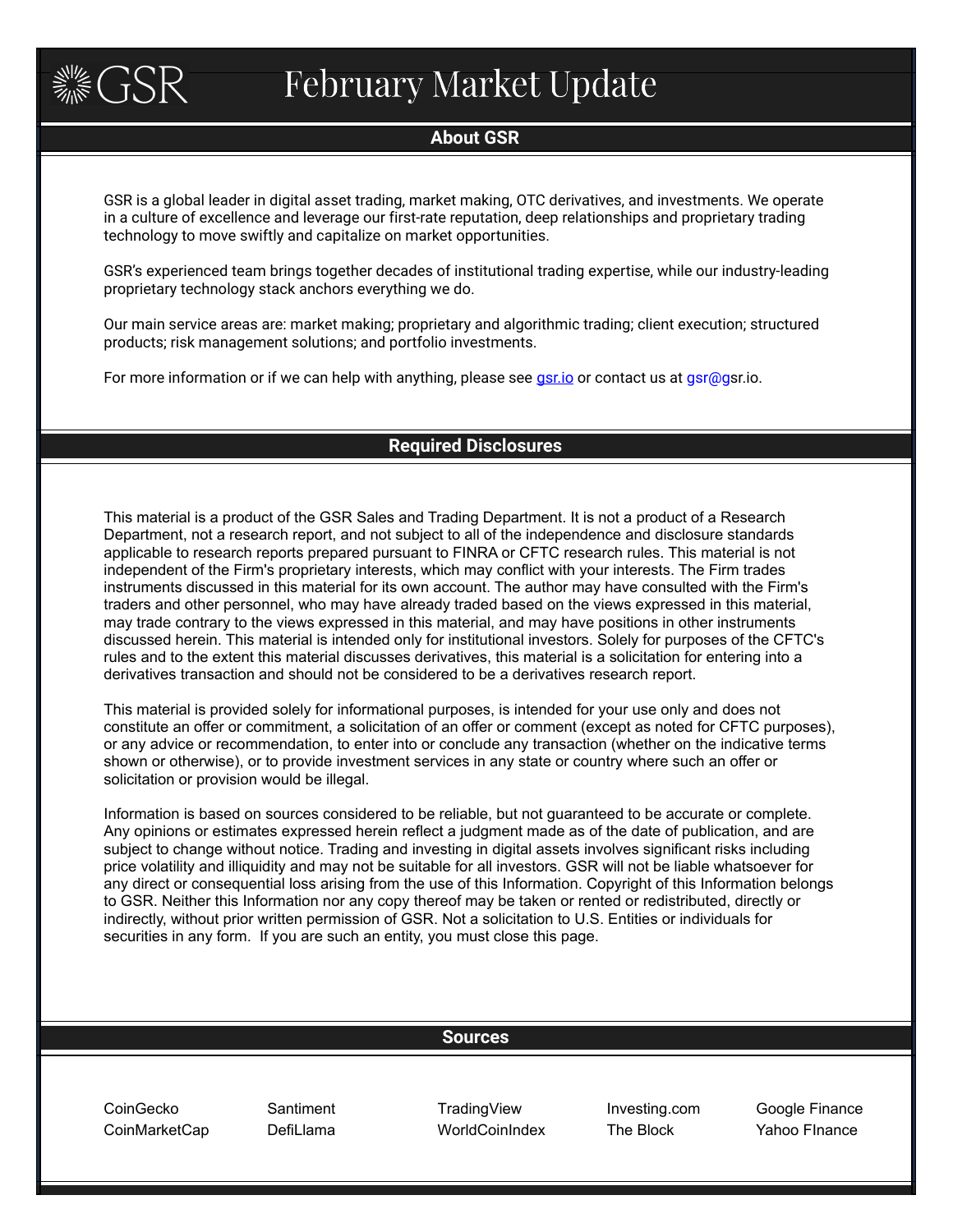# GSR February Market Update

## About GSR

GSR is a global leader in digital asset trading, market making, OTC derivatives, and investments. We operate in a culture of excellence and leverage our first-rate reputation, deep relationships and proprietary trading technology to move swiftly and capitalize on market opportunities.

GSR's experienced team brings together decades of institutional trading expertise, while our industry-leading proprietary technology stack anchors everything we do.

Our main service areas are: market making; proprietary and algorithmic trading; client execution; structured products; risk management solutions; and portfolio investments.

For more information or if we can help with anything, please see gsr.io or contact us at gsr@gsr.io.

## Required Disclosures

This material is a product of the GSR Sales and Trading Department. It is not a product of a Research Department, not a research report, and not subject to all of the independence and disclosure standards applicable to research reports prepared pursuant to FINRA or CFTC research rules. This material is not independent of the Firm's proprietary interests, which may conflict with your interests. The Firm trades instruments discussed in this material for its own account. The author may have consulted with the Firm's traders and other personnel, who may have already traded based on the views expressed in this material, may trade contrary to the views expressed in this material, and may have positions in other instruments discussed herein. This material is intended only for institutional investors. Solely for purposes of the CFTC's rules and to the extent this material discusses derivatives, this material is a solicitation for entering into a derivatives transaction and should not be considered to be a derivatives research report.

This material is provided solely for informational purposes, is intended for your use only and does not constitute an offer or commitment, a solicitation of an offer or comment (except as noted for CFTC purposes), or any advice or recommendation, to enter into or conclude any transaction (whether on the indicative terms shown or otherwise), or to provide investment services in any state or country where such an offer or solicitation or provision would be illegal.

Information is based on sources considered to be reliable, but not guaranteed to be accurate or complete. Any opinions or estimates expressed herein reflect a judgment made as of the date of publication, and are subject to change without notice. Trading and investing in digital assets involves significant risks including price volatility and illiquidity and may not be suitable for all investors. GSR will not be liable whatsoever for any direct or consequential loss arising from the use of this Information. Copyright of this Information belongs to GSR. Neither this Information nor any copy thereof may be taken or rented or redistributed, directly or indirectly, without prior written permission of GSR. Not a solicitation to U.S. Entities or individuals for securities in any form. If you are such an entity, you must close this page.

## Sources

| | | | | |
|---|---|---|---|---|
| CoinGecko | Santiment | TradingView | Investing.com | Google Finance |
| CoinMarketCap | DefiLlama | WorldCoinIndex | The Block | Yahoo FInance |